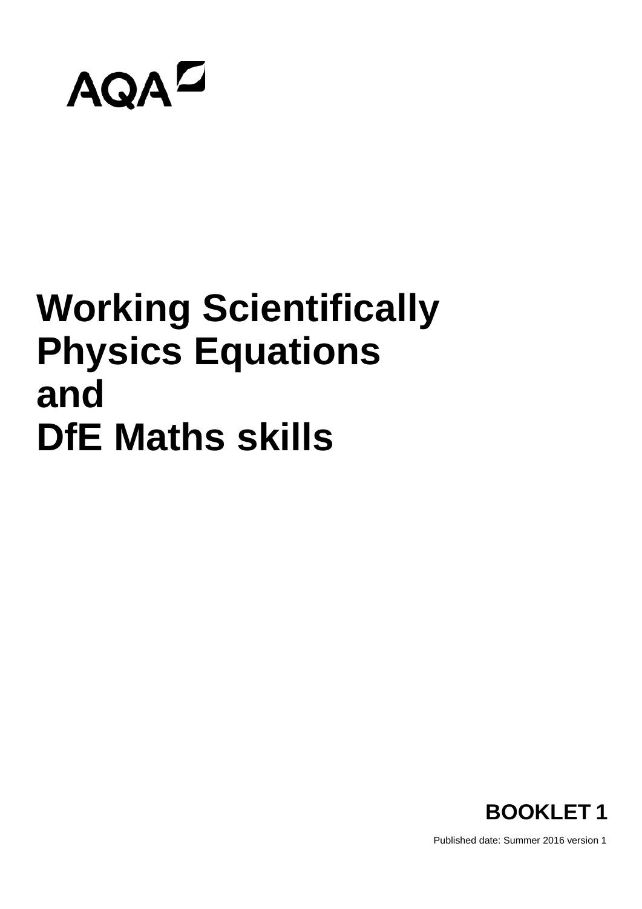AQA

# Working Scientifically Physics Equations and DfE Maths skills

**BOOKLET 1**

Published date: Summer 2016 version 1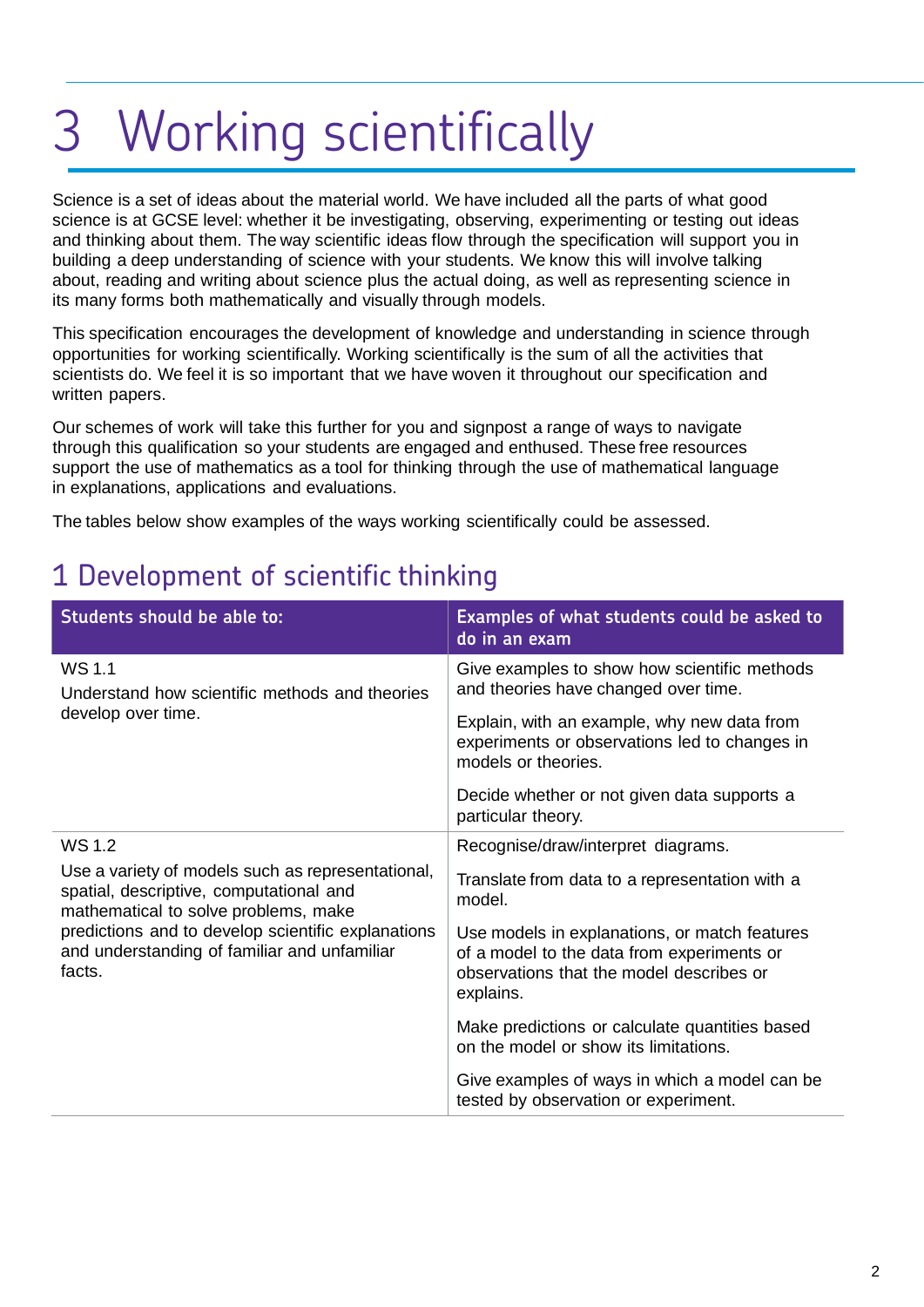# 3 Working scientifically

Science is a set of ideas about the material world. We have included all the parts of what good science is at GCSE level: whether it be investigating, observing, experimenting or testing out ideas and thinking about them. The way scientific ideas flow through the specification will support you in building a deep understanding of science with your students. We know this will involve talking about, reading and writing about science plus the actual doing, as well as representing science in its many forms both mathematically and visually through models.

This specification encourages the development of knowledge and understanding in science through opportunities for working scientifically. Working scientifically is the sum of all the activities that scientists do. We feel it is so important that we have woven it throughout our specification and written papers.

Our schemes of work will take this further for you and signpost a range of ways to navigate through this qualification so your students are engaged and enthused. These free resources support the use of mathematics as a tool for thinking through the use of mathematical language in explanations, applications and evaluations.

The tables below show examples of the ways working scientifically could be assessed.

## 1 Development of scientific thinking

| Students should be able to: | Examples of what students could be asked to do in an exam |
|---|---|
| WS 1.1<br>Understand how scientific methods and theories develop over time. | Give examples to show how scientific methods and theories have changed over time.<br><br>Explain, with an example, why new data from experiments or observations led to changes in models or theories.<br><br>Decide whether or not given data supports a particular theory. |
| WS 1.2<br>Use a variety of models such as representational, spatial, descriptive, computational and mathematical to solve problems, make predictions and to develop scientific explanations and understanding of familiar and unfamiliar facts. | Recognise/draw/interpret diagrams.<br><br>Translate from data to a representation with a model.<br><br>Use models in explanations, or match features of a model to the data from experiments or observations that the model describes or explains.<br><br>Make predictions or calculate quantities based on the model or show its limitations.<br><br>Give examples of ways in which a model can be tested by observation or experiment. |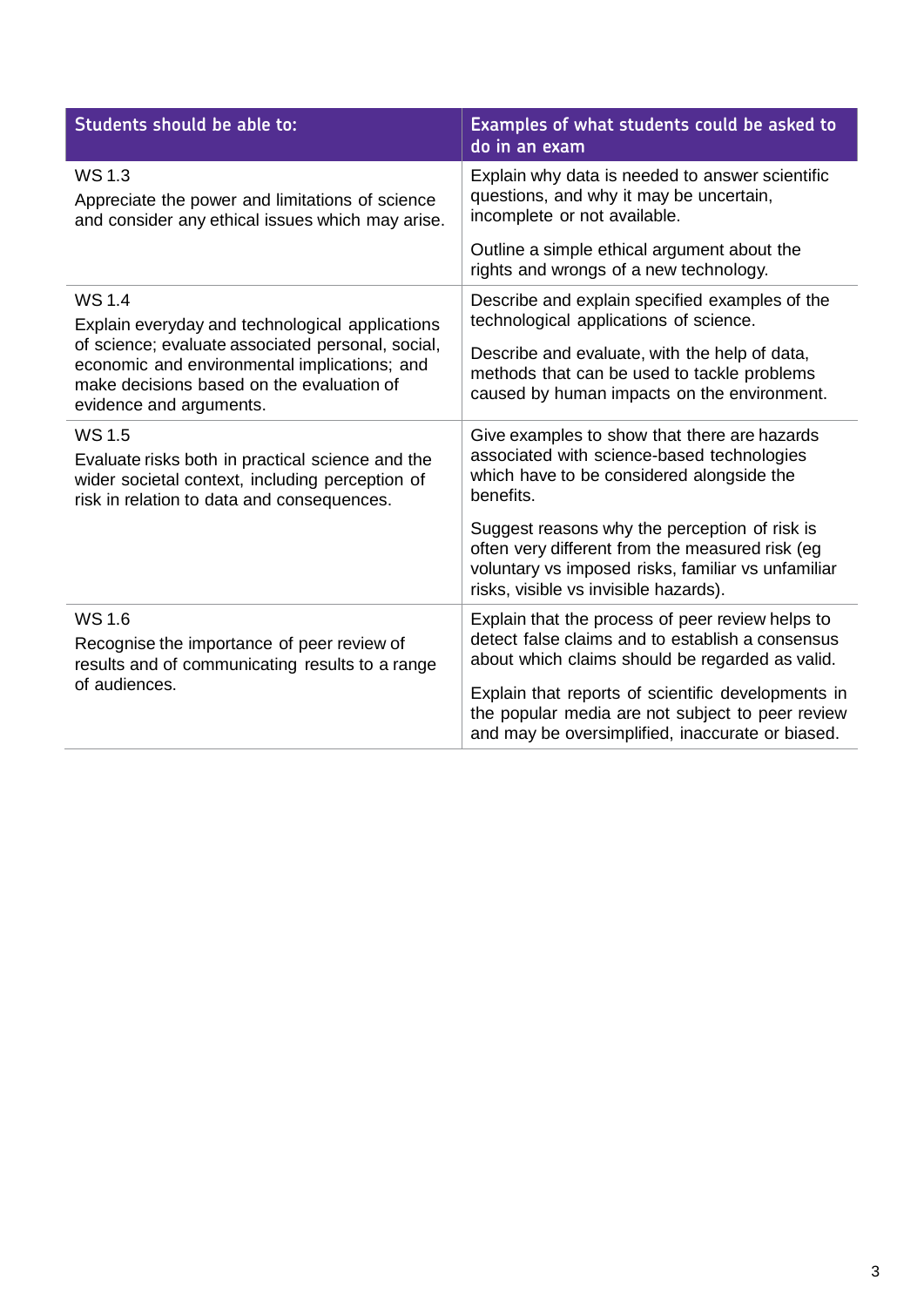| Students should be able to: | Examples of what students could be asked to do in an exam |
|---|---|
| WS 1.3<br>Appreciate the power and limitations of science and consider any ethical issues which may arise. | Explain why data is needed to answer scientific questions, and why it may be uncertain, incomplete or not available.<br><br>Outline a simple ethical argument about the rights and wrongs of a new technology. |
| WS 1.4<br>Explain everyday and technological applications of science; evaluate associated personal, social, economic and environmental implications; and make decisions based on the evaluation of evidence and arguments. | Describe and explain specified examples of the technological applications of science.<br><br>Describe and evaluate, with the help of data, methods that can be used to tackle problems caused by human impacts on the environment. |
| WS 1.5<br>Evaluate risks both in practical science and the wider societal context, including perception of risk in relation to data and consequences. | Give examples to show that there are hazards associated with science-based technologies which have to be considered alongside the benefits.<br><br>Suggest reasons why the perception of risk is often very different from the measured risk (eg voluntary vs imposed risks, familiar vs unfamiliar risks, visible vs invisible hazards). |
| WS 1.6<br>Recognise the importance of peer review of results and of communicating results to a range of audiences. | Explain that the process of peer review helps to detect false claims and to establish a consensus about which claims should be regarded as valid.<br><br>Explain that reports of scientific developments in the popular media are not subject to peer review and may be oversimplified, inaccurate or biased. |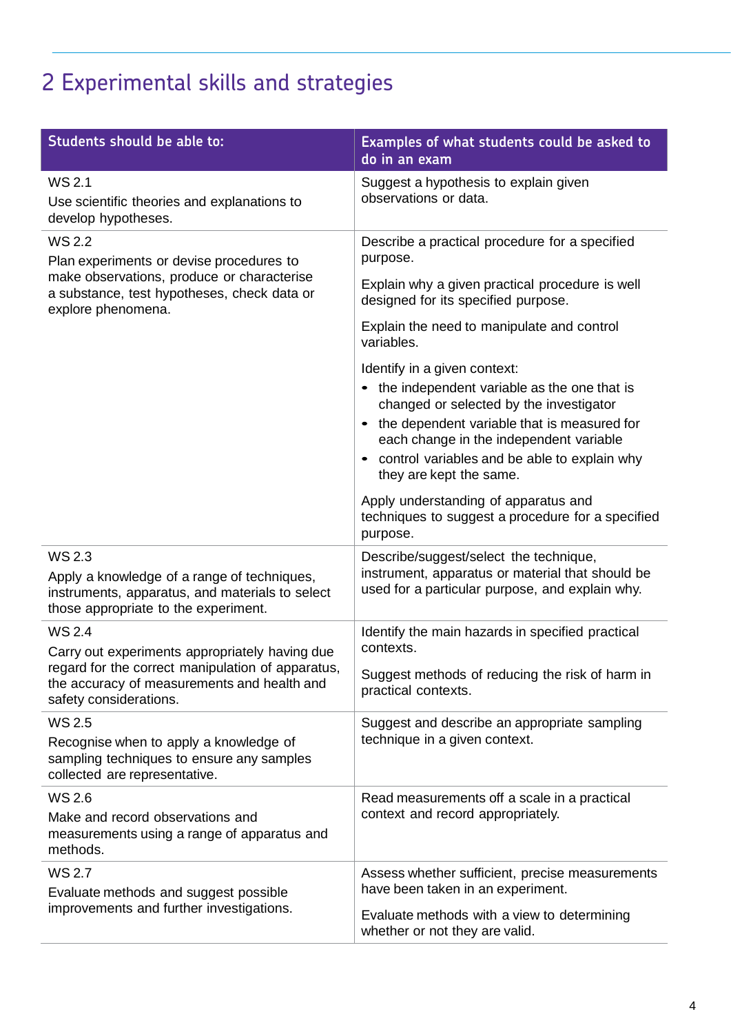# 2 Experimental skills and strategies

| Students should be able to: | Examples of what students could be asked to do in an exam |
|---|---|
| WS 2.1<br>Use scientific theories and explanations to develop hypotheses. | Suggest a hypothesis to explain given observations or data. |
| WS 2.2<br>Plan experiments or devise procedures to make observations, produce or characterise a substance, test hypotheses, check data or explore phenomena. | Describe a practical procedure for a specified purpose.<br><br>Explain why a given practical procedure is well designed for its specified purpose.<br><br>Explain the need to manipulate and control variables.<br><br>Identify in a given context:<br>• the independent variable as the one that is changed or selected by the investigator<br>• the dependent variable that is measured for each change in the independent variable<br>• control variables and be able to explain why they are kept the same.<br><br>Apply understanding of apparatus and techniques to suggest a procedure for a specified purpose. |
| WS 2.3<br>Apply a knowledge of a range of techniques, instruments, apparatus, and materials to select those appropriate to the experiment. | Describe/suggest/select the technique, instrument, apparatus or material that should be used for a particular purpose, and explain why. |
| WS 2.4<br>Carry out experiments appropriately having due regard for the correct manipulation of apparatus, the accuracy of measurements and health and safety considerations. | Identify the main hazards in specified practical contexts.<br><br>Suggest methods of reducing the risk of harm in practical contexts. |
| WS 2.5<br>Recognise when to apply a knowledge of sampling techniques to ensure any samples collected are representative. | Suggest and describe an appropriate sampling technique in a given context. |
| WS 2.6<br>Make and record observations and measurements using a range of apparatus and methods. | Read measurements off a scale in a practical context and record appropriately. |
| WS 2.7<br>Evaluate methods and suggest possible improvements and further investigations. | Assess whether sufficient, precise measurements have been taken in an experiment.<br><br>Evaluate methods with a view to determining whether or not they are valid. |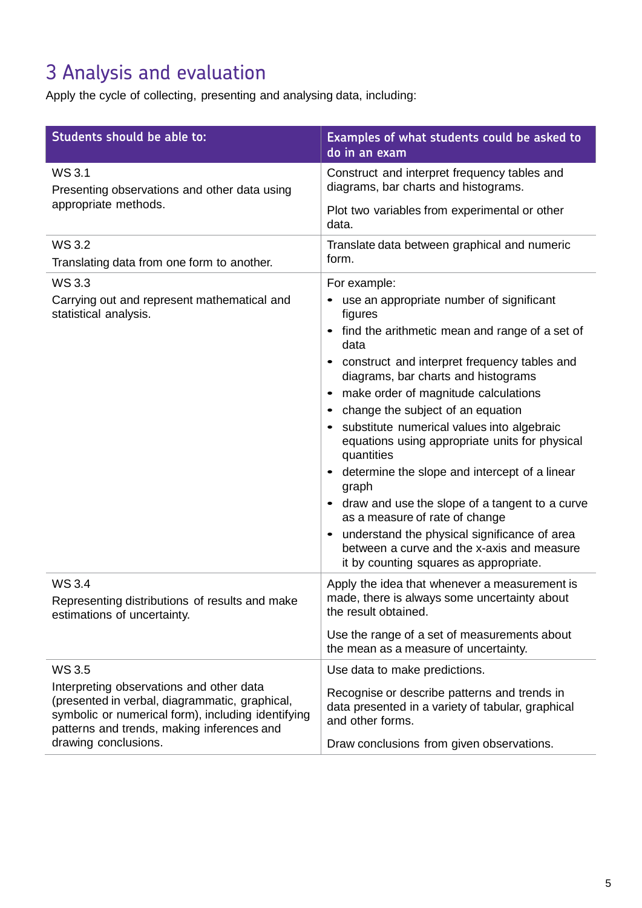# 3 Analysis and evaluation

Apply the cycle of collecting, presenting and analysing data, including:

| Students should be able to: | Examples of what students could be asked to do in an exam |
|---|---|
| WS 3.1<br>Presenting observations and other data using appropriate methods. | Construct and interpret frequency tables and diagrams, bar charts and histograms.<br><br>Plot two variables from experimental or other data. |
| WS 3.2<br>Translating data from one form to another. | Translate data between graphical and numeric form. |
| WS 3.3<br>Carrying out and represent mathematical and statistical analysis. | For example:<br>• use an appropriate number of significant figures<br>• find the arithmetic mean and range of a set of data<br>• construct and interpret frequency tables and diagrams, bar charts and histograms<br>• make order of magnitude calculations<br>• change the subject of an equation<br>• substitute numerical values into algebraic equations using appropriate units for physical quantities<br>• determine the slope and intercept of a linear graph<br>• draw and use the slope of a tangent to a curve as a measure of rate of change<br>• understand the physical significance of area between a curve and the x-axis and measure it by counting squares as appropriate. |
| WS 3.4<br>Representing distributions of results and make estimations of uncertainty. | Apply the idea that whenever a measurement is made, there is always some uncertainty about the result obtained.<br><br>Use the range of a set of measurements about the mean as a measure of uncertainty. |
| WS 3.5<br>Interpreting observations and other data (presented in verbal, diagrammatic, graphical, symbolic or numerical form), including identifying patterns and trends, making inferences and drawing conclusions. | Use data to make predictions.<br><br>Recognise or describe patterns and trends in data presented in a variety of tabular, graphical and other forms.<br><br>Draw conclusions from given observations. |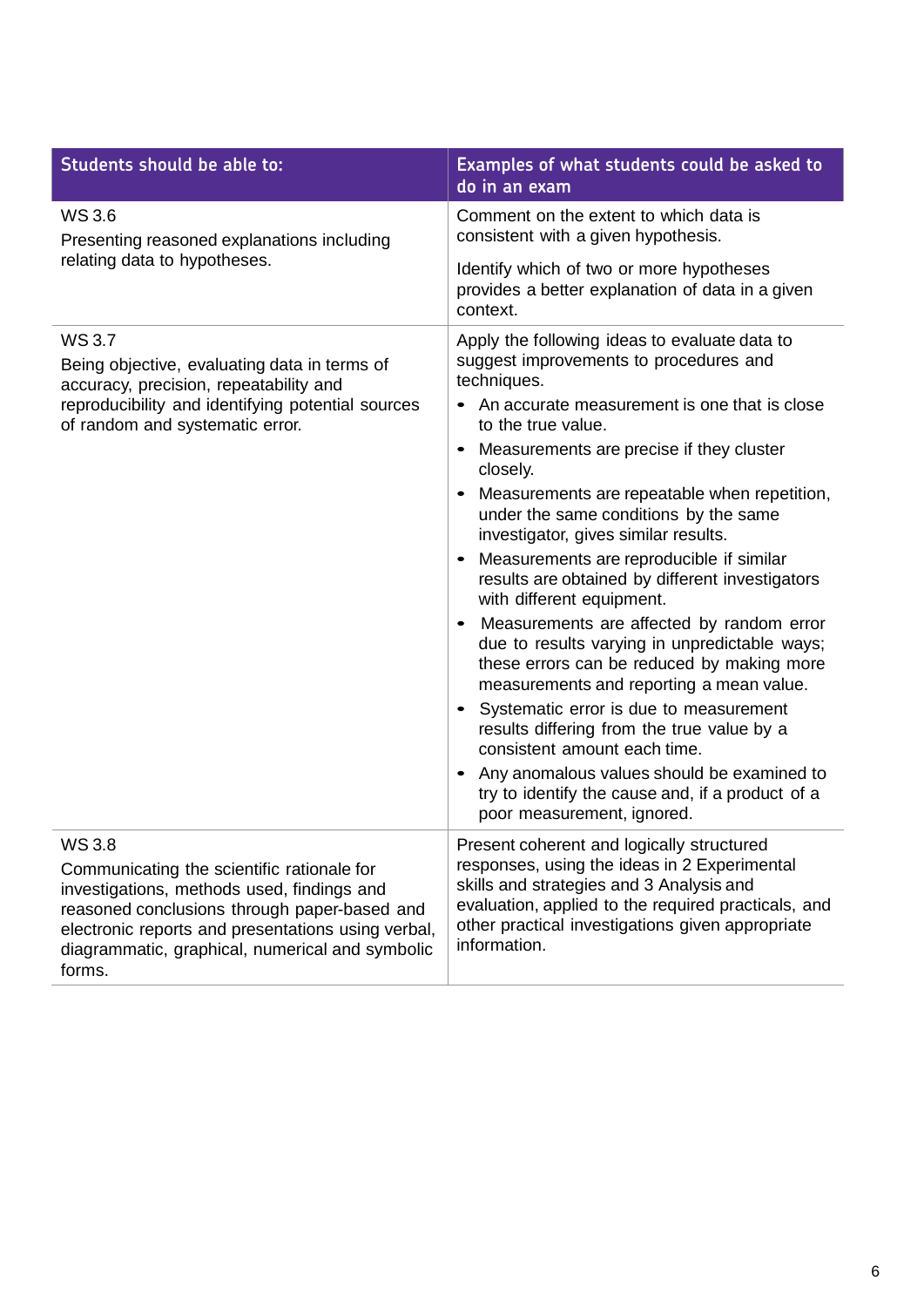| Students should be able to: | Examples of what students could be asked to do in an exam |
|---|---|
| WS 3.6<br>Presenting reasoned explanations including relating data to hypotheses. | Comment on the extent to which data is consistent with a given hypothesis.<br><br>Identify which of two or more hypotheses provides a better explanation of data in a given context. |
| WS 3.7<br>Being objective, evaluating data in terms of accuracy, precision, repeatability and reproducibility and identifying potential sources of random and systematic error. | Apply the following ideas to evaluate data to suggest improvements to procedures and techniques.<br>• An accurate measurement is one that is close to the true value.<br>• Measurements are precise if they cluster closely.<br>• Measurements are repeatable when repetition, under the same conditions by the same investigator, gives similar results.<br>• Measurements are reproducible if similar results are obtained by different investigators with different equipment.<br>• Measurements are affected by random error due to results varying in unpredictable ways; these errors can be reduced by making more measurements and reporting a mean value.<br>• Systematic error is due to measurement results differing from the true value by a consistent amount each time.<br>• Any anomalous values should be examined to try to identify the cause and, if a product of a poor measurement, ignored. |
| WS 3.8<br>Communicating the scientific rationale for investigations, methods used, findings and reasoned conclusions through paper-based and electronic reports and presentations using verbal, diagrammatic, graphical, numerical and symbolic forms. | Present coherent and logically structured responses, using the ideas in 2 Experimental skills and strategies and 3 Analysis and evaluation, applied to the required practicals, and other practical investigations given appropriate information. |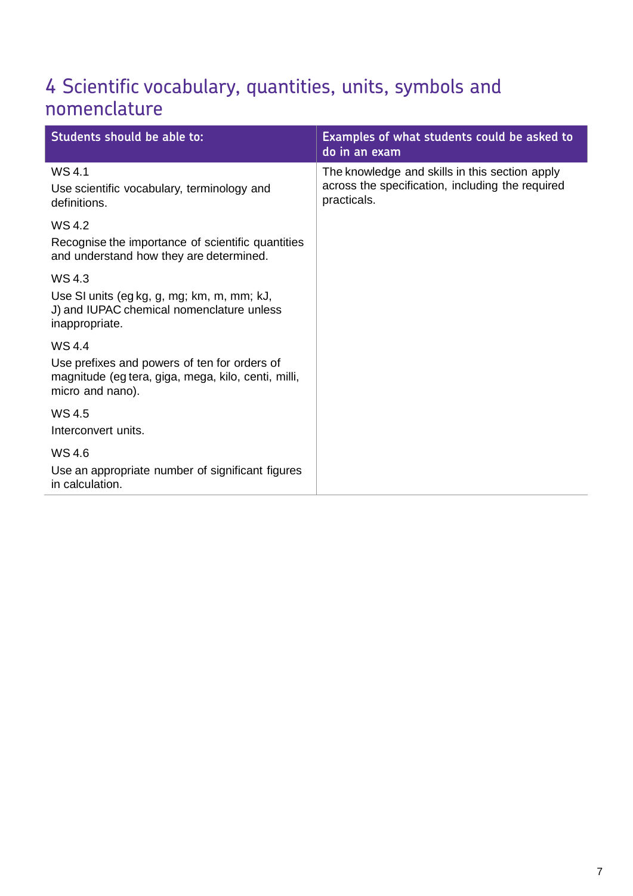# 4 Scientific vocabulary, quantities, units, symbols and nomenclature

| Students should be able to: | Examples of what students could be asked to do in an exam |
|---|---|
| WS 4.1<br>Use scientific vocabulary, terminology and definitions. | The knowledge and skills in this section apply across the specification, including the required practicals. |
| WS 4.2<br>Recognise the importance of scientific quantities and understand how they are determined. | |
| WS 4.3<br>Use SI units (eg kg, g, mg; km, m, mm; kJ, J) and IUPAC chemical nomenclature unless inappropriate. | |
| WS 4.4<br>Use prefixes and powers of ten for orders of magnitude (eg tera, giga, mega, kilo, centi, milli, micro and nano). | |
| WS 4.5<br>Interconvert units. | |
| WS 4.6<br>Use an appropriate number of significant figures in calculation. | |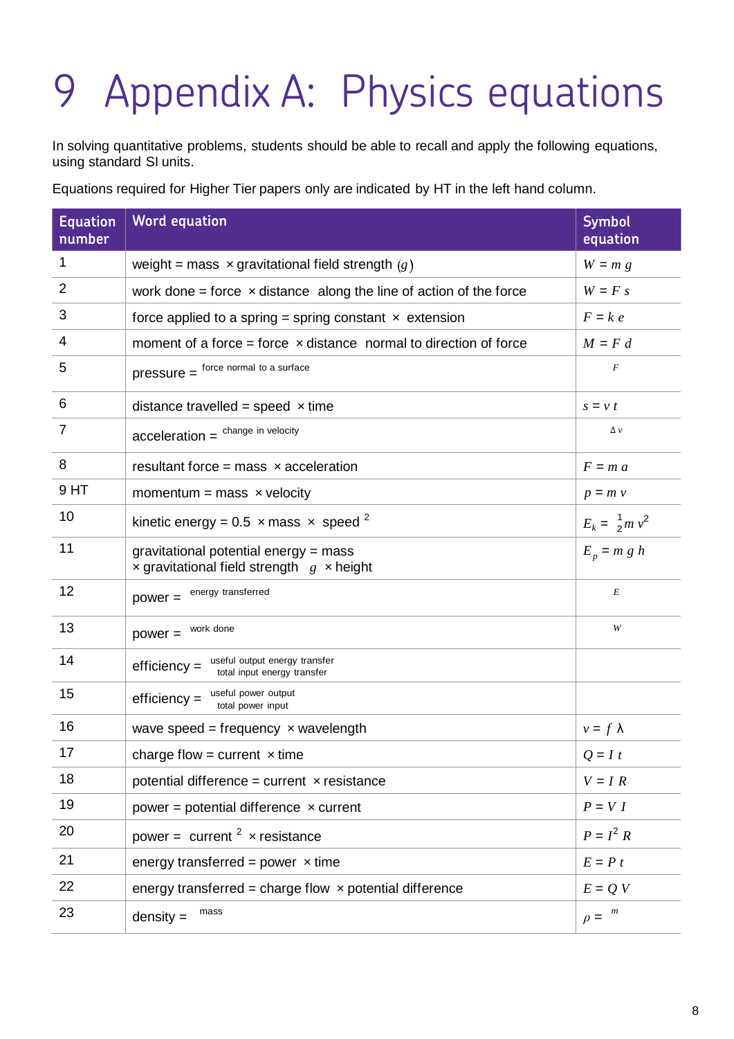# 9 Appendix A: Physics equations

In solving quantitative problems, students should be able to recall and apply the following equations, using standard SI units.

Equations required for Higher Tier papers only are indicated by HT in the left hand column.

| Equation number | Word equation | Symbol equation |
|---|---|---|
| 1 | weight = mass × gravitational field strength ($g$) | $W = m\,g$ |
| 2 | work done = force × distance along the line of action of the force | $W = F\,s$ |
| 3 | force applied to a spring = spring constant × extension | $F = k\,e$ |
| 4 | moment of a force = force × distance normal to direction of force | $M = F\,d$ |
| 5 | pressure = force normal to a surface | $F$ |
| 6 | distance travelled = speed × time | $s = v\,t$ |
| 7 | acceleration = change in velocity | $\Delta v$ |
| 8 | resultant force = mass × acceleration | $F = m\,a$ |
| 9 HT | momentum = mass × velocity | $p = m\,v$ |
| 10 | kinetic energy = 0.5 × mass × speed $^2$ | $E_k = \frac{1}{2} m\,v^2$ |
| 11 | gravitational potential energy = mass × gravitational field strength $g$ × height | $E_p = m\,g\,h$ |
| 12 | power = energy transferred | $E$ |
| 13 | power = work done | $W$ |
| 14 | efficiency = $\frac{\text{useful output energy transfer}}{\text{total input energy transfer}}$ | |
| 15 | efficiency = $\frac{\text{useful power output}}{\text{total power input}}$ | |
| 16 | wave speed = frequency × wavelength | $v = f\,\lambda$ |
| 17 | charge flow = current × time | $Q = I\,t$ |
| 18 | potential difference = current × resistance | $V = I\,R$ |
| 19 | power = potential difference × current | $P = V\,I$ |
| 20 | power = current $^2$ × resistance | $P = I^2\,R$ |
| 21 | energy transferred = power × time | $E = P\,t$ |
| 22 | energy transferred = charge flow × potential difference | $E = Q\,V$ |
| 23 | density = mass | $\rho = m$ |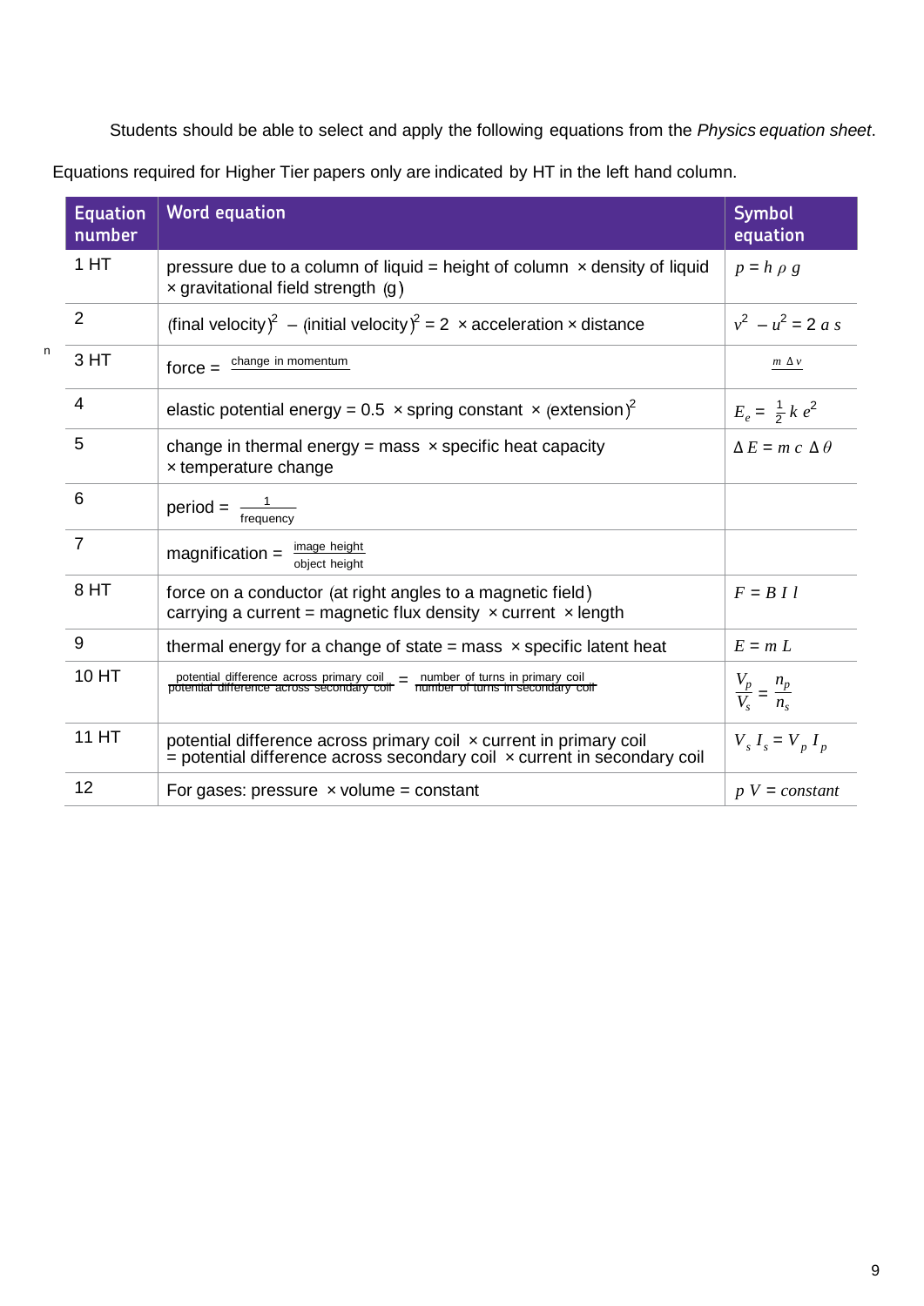Students should be able to select and apply the following equations from the *Physics equation sheet*.

Equations required for Higher Tier papers only are indicated by HT in the left hand column.

| Equation number | Word equation | Symbol equation |
|---|---|---|
| 1 HT | pressure due to a column of liquid = height of column × density of liquid × gravitational field strength (g) | $p = h \rho g$ |
| 2 | (final velocity)$^2$ – (initial velocity)$^2$ = 2 × acceleration × distance | $v^2 - u^2 = 2as$ |
| 3 HT | force = $\frac{\text{change in momentum}}{}$ | $\frac{m \Delta v}{}$ |
| 4 | elastic potential energy = 0.5 × spring constant × (extension)$^2$ | $E_e = \frac{1}{2} k e^2$ |
| 5 | change in thermal energy = mass × specific heat capacity × temperature change | $\Delta E = m c \Delta \theta$ |
| 6 | period = $\frac{1}{\text{frequency}}$ | |
| 7 | magnification = $\frac{\text{image height}}{\text{object height}}$ | |
| 8 HT | force on a conductor (at right angles to a magnetic field) carrying a current = magnetic flux density × current × length | $F = B I l$ |
| 9 | thermal energy for a change of state = mass × specific latent heat | $E = m L$ |
| 10 HT | $\frac{\text{potential difference across primary coil}}{\text{potential difference across secondary coil}} = \frac{\text{number of turns in primary coil}}{\text{number of turns in secondary coil}}$ | $\frac{V_p}{V_s} = \frac{n_p}{n_s}$ |
| 11 HT | potential difference across primary coil × current in primary coil = potential difference across secondary coil × current in secondary coil | $V_s I_s = V_p I_p$ |
| 12 | For gases: pressure × volume = constant | $p V = constant$ |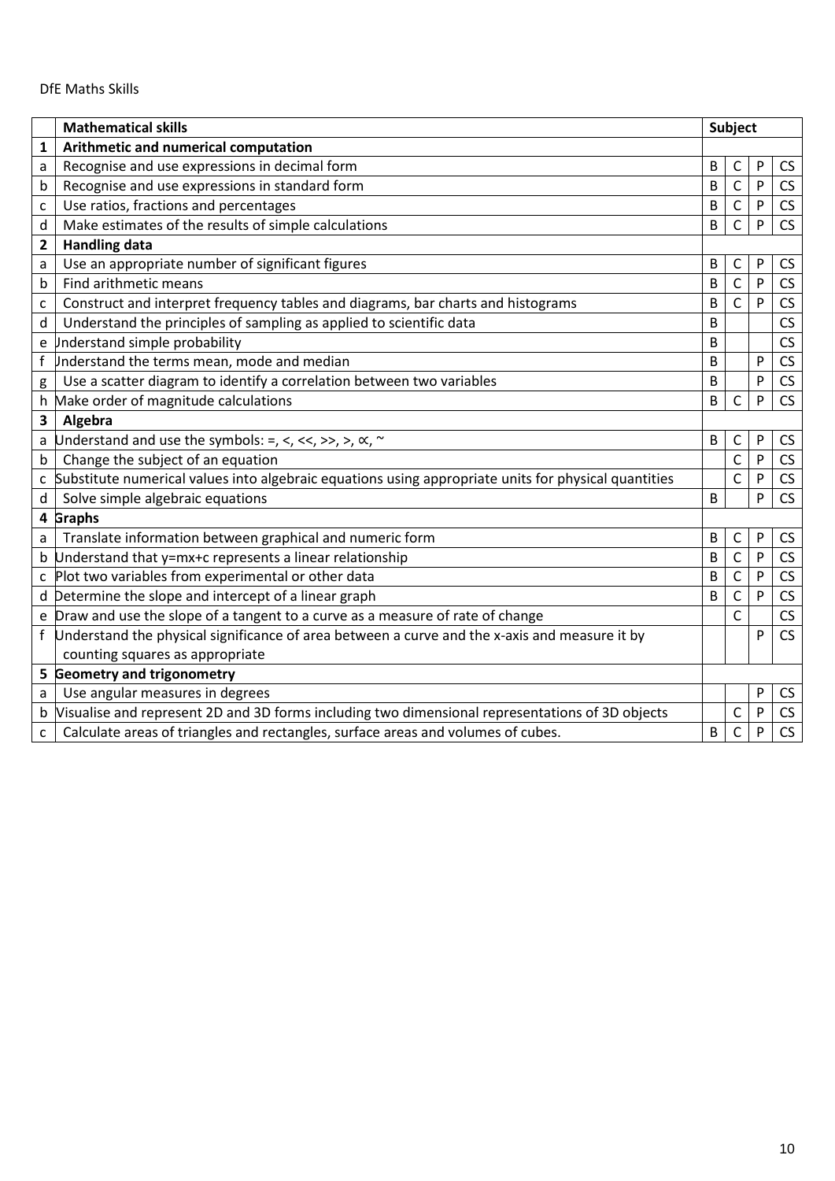DfE Maths Skills

| | Mathematical skills | Subject | | | |
|---|---|---|---|---|---|
| **1** | **Arithmetic and numerical computation** | | | | |
| a | Recognise and use expressions in decimal form | B | C | P | CS |
| b | Recognise and use expressions in standard form | B | C | P | CS |
| c | Use ratios, fractions and percentages | B | C | P | CS |
| d | Make estimates of the results of simple calculations | B | C | P | CS |
| **2** | **Handling data** | | | | |
| a | Use an appropriate number of significant figures | B | C | P | CS |
| b | Find arithmetic means | B | C | P | CS |
| c | Construct and interpret frequency tables and diagrams, bar charts and histograms | B | C | P | CS |
| d | Understand the principles of sampling as applied to scientific data | B | | | CS |
| e | Understand simple probability | B | | | CS |
| f | Understand the terms mean, mode and median | B | | P | CS |
| g | Use a scatter diagram to identify a correlation between two variables | B | | P | CS |
| h | Make order of magnitude calculations | B | C | P | CS |
| **3** | **Algebra** | | | | |
| a | Understand and use the symbols: =, <, <<, >>, >, ∝, ~ | B | C | P | CS |
| b | Change the subject of an equation | | C | P | CS |
| c | Substitute numerical values into algebraic equations using appropriate units for physical quantities | | C | P | CS |
| d | Solve simple algebraic equations | B | | P | CS |
| **4** | **Graphs** | | | | |
| a | Translate information between graphical and numeric form | B | C | P | CS |
| b | Understand that y=mx+c represents a linear relationship | B | C | P | CS |
| c | Plot two variables from experimental or other data | B | C | P | CS |
| d | Determine the slope and intercept of a linear graph | B | C | P | CS |
| e | Draw and use the slope of a tangent to a curve as a measure of rate of change | | C | | CS |
| f | Understand the physical significance of area between a curve and the x-axis and measure it by counting squares as appropriate | | | P | CS |
| **5** | **Geometry and trigonometry** | | | | |
| a | Use angular measures in degrees | | | P | CS |
| b | Visualise and represent 2D and 3D forms including two dimensional representations of 3D objects | | C | P | CS |
| c | Calculate areas of triangles and rectangles, surface areas and volumes of cubes. | B | C | P | CS |